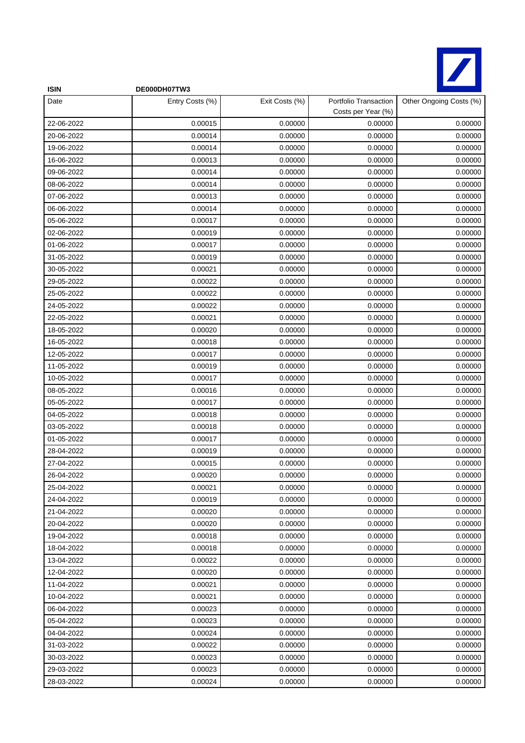| ISIN | DE000DH07TW3 | | | |
|---|---|---|---|---|
| Date | Entry Costs (%) | Exit Costs (%) | Portfolio Transaction Costs per Year (%) | Other Ongoing Costs (%) |
| 22-06-2022 | 0.00015 | 0.00000 | 0.00000 | 0.00000 |
| 20-06-2022 | 0.00014 | 0.00000 | 0.00000 | 0.00000 |
| 19-06-2022 | 0.00014 | 0.00000 | 0.00000 | 0.00000 |
| 16-06-2022 | 0.00013 | 0.00000 | 0.00000 | 0.00000 |
| 09-06-2022 | 0.00014 | 0.00000 | 0.00000 | 0.00000 |
| 08-06-2022 | 0.00014 | 0.00000 | 0.00000 | 0.00000 |
| 07-06-2022 | 0.00013 | 0.00000 | 0.00000 | 0.00000 |
| 06-06-2022 | 0.00014 | 0.00000 | 0.00000 | 0.00000 |
| 05-06-2022 | 0.00017 | 0.00000 | 0.00000 | 0.00000 |
| 02-06-2022 | 0.00019 | 0.00000 | 0.00000 | 0.00000 |
| 01-06-2022 | 0.00017 | 0.00000 | 0.00000 | 0.00000 |
| 31-05-2022 | 0.00019 | 0.00000 | 0.00000 | 0.00000 |
| 30-05-2022 | 0.00021 | 0.00000 | 0.00000 | 0.00000 |
| 29-05-2022 | 0.00022 | 0.00000 | 0.00000 | 0.00000 |
| 25-05-2022 | 0.00022 | 0.00000 | 0.00000 | 0.00000 |
| 24-05-2022 | 0.00022 | 0.00000 | 0.00000 | 0.00000 |
| 22-05-2022 | 0.00021 | 0.00000 | 0.00000 | 0.00000 |
| 18-05-2022 | 0.00020 | 0.00000 | 0.00000 | 0.00000 |
| 16-05-2022 | 0.00018 | 0.00000 | 0.00000 | 0.00000 |
| 12-05-2022 | 0.00017 | 0.00000 | 0.00000 | 0.00000 |
| 11-05-2022 | 0.00019 | 0.00000 | 0.00000 | 0.00000 |
| 10-05-2022 | 0.00017 | 0.00000 | 0.00000 | 0.00000 |
| 08-05-2022 | 0.00016 | 0.00000 | 0.00000 | 0.00000 |
| 05-05-2022 | 0.00017 | 0.00000 | 0.00000 | 0.00000 |
| 04-05-2022 | 0.00018 | 0.00000 | 0.00000 | 0.00000 |
| 03-05-2022 | 0.00018 | 0.00000 | 0.00000 | 0.00000 |
| 01-05-2022 | 0.00017 | 0.00000 | 0.00000 | 0.00000 |
| 28-04-2022 | 0.00019 | 0.00000 | 0.00000 | 0.00000 |
| 27-04-2022 | 0.00015 | 0.00000 | 0.00000 | 0.00000 |
| 26-04-2022 | 0.00020 | 0.00000 | 0.00000 | 0.00000 |
| 25-04-2022 | 0.00021 | 0.00000 | 0.00000 | 0.00000 |
| 24-04-2022 | 0.00019 | 0.00000 | 0.00000 | 0.00000 |
| 21-04-2022 | 0.00020 | 0.00000 | 0.00000 | 0.00000 |
| 20-04-2022 | 0.00020 | 0.00000 | 0.00000 | 0.00000 |
| 19-04-2022 | 0.00018 | 0.00000 | 0.00000 | 0.00000 |
| 18-04-2022 | 0.00018 | 0.00000 | 0.00000 | 0.00000 |
| 13-04-2022 | 0.00022 | 0.00000 | 0.00000 | 0.00000 |
| 12-04-2022 | 0.00020 | 0.00000 | 0.00000 | 0.00000 |
| 11-04-2022 | 0.00021 | 0.00000 | 0.00000 | 0.00000 |
| 10-04-2022 | 0.00021 | 0.00000 | 0.00000 | 0.00000 |
| 06-04-2022 | 0.00023 | 0.00000 | 0.00000 | 0.00000 |
| 05-04-2022 | 0.00023 | 0.00000 | 0.00000 | 0.00000 |
| 04-04-2022 | 0.00024 | 0.00000 | 0.00000 | 0.00000 |
| 31-03-2022 | 0.00022 | 0.00000 | 0.00000 | 0.00000 |
| 30-03-2022 | 0.00023 | 0.00000 | 0.00000 | 0.00000 |
| 29-03-2022 | 0.00023 | 0.00000 | 0.00000 | 0.00000 |
| 28-03-2022 | 0.00024 | 0.00000 | 0.00000 | 0.00000 |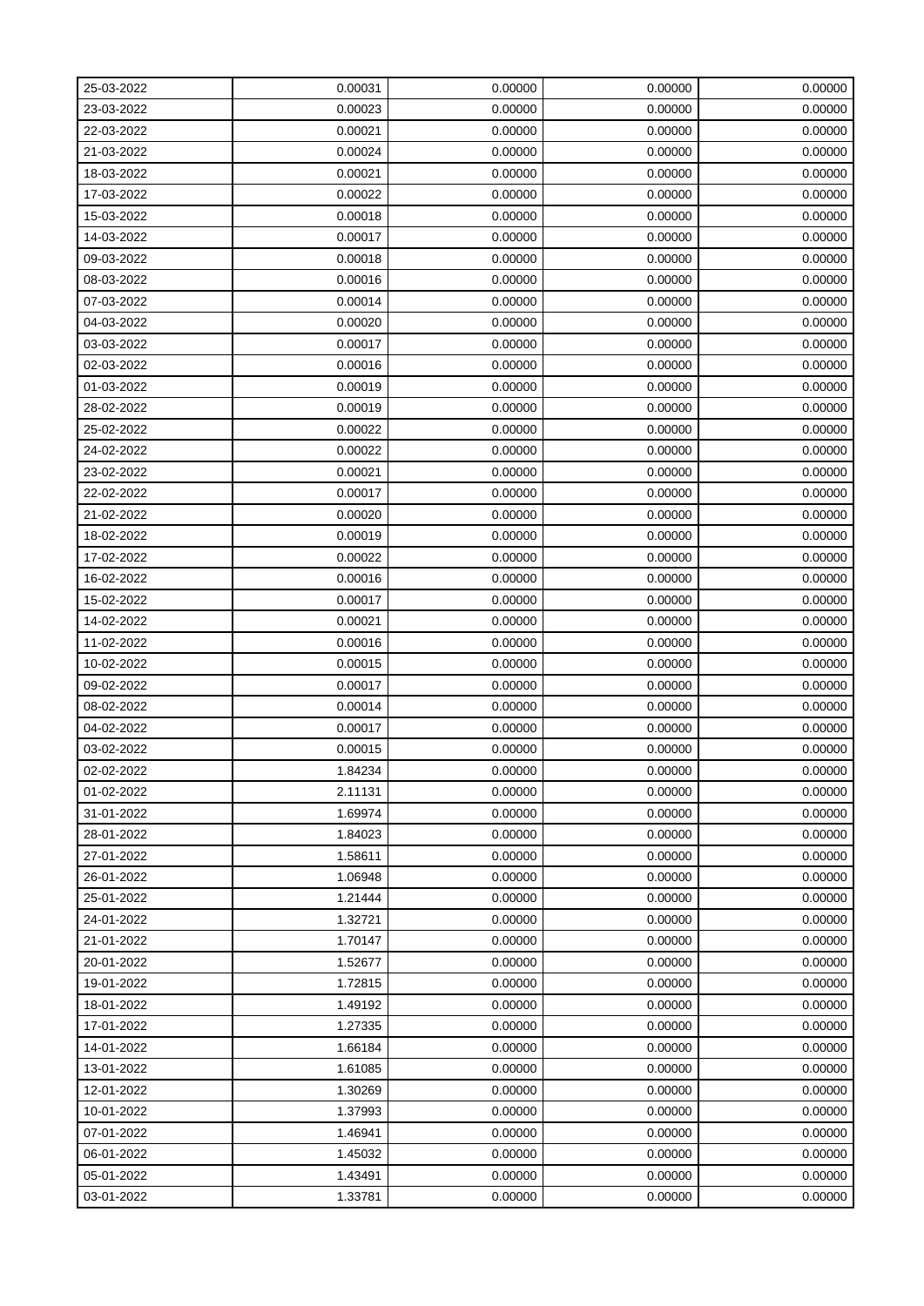| 25-03-2022 | 0.00031 | 0.00000 | 0.00000 | 0.00000 |
|---|---|---|---|---|
| 23-03-2022 | 0.00023 | 0.00000 | 0.00000 | 0.00000 |
| 22-03-2022 | 0.00021 | 0.00000 | 0.00000 | 0.00000 |
| 21-03-2022 | 0.00024 | 0.00000 | 0.00000 | 0.00000 |
| 18-03-2022 | 0.00021 | 0.00000 | 0.00000 | 0.00000 |
| 17-03-2022 | 0.00022 | 0.00000 | 0.00000 | 0.00000 |
| 15-03-2022 | 0.00018 | 0.00000 | 0.00000 | 0.00000 |
| 14-03-2022 | 0.00017 | 0.00000 | 0.00000 | 0.00000 |
| 09-03-2022 | 0.00018 | 0.00000 | 0.00000 | 0.00000 |
| 08-03-2022 | 0.00016 | 0.00000 | 0.00000 | 0.00000 |
| 07-03-2022 | 0.00014 | 0.00000 | 0.00000 | 0.00000 |
| 04-03-2022 | 0.00020 | 0.00000 | 0.00000 | 0.00000 |
| 03-03-2022 | 0.00017 | 0.00000 | 0.00000 | 0.00000 |
| 02-03-2022 | 0.00016 | 0.00000 | 0.00000 | 0.00000 |
| 01-03-2022 | 0.00019 | 0.00000 | 0.00000 | 0.00000 |
| 28-02-2022 | 0.00019 | 0.00000 | 0.00000 | 0.00000 |
| 25-02-2022 | 0.00022 | 0.00000 | 0.00000 | 0.00000 |
| 24-02-2022 | 0.00022 | 0.00000 | 0.00000 | 0.00000 |
| 23-02-2022 | 0.00021 | 0.00000 | 0.00000 | 0.00000 |
| 22-02-2022 | 0.00017 | 0.00000 | 0.00000 | 0.00000 |
| 21-02-2022 | 0.00020 | 0.00000 | 0.00000 | 0.00000 |
| 18-02-2022 | 0.00019 | 0.00000 | 0.00000 | 0.00000 |
| 17-02-2022 | 0.00022 | 0.00000 | 0.00000 | 0.00000 |
| 16-02-2022 | 0.00016 | 0.00000 | 0.00000 | 0.00000 |
| 15-02-2022 | 0.00017 | 0.00000 | 0.00000 | 0.00000 |
| 14-02-2022 | 0.00021 | 0.00000 | 0.00000 | 0.00000 |
| 11-02-2022 | 0.00016 | 0.00000 | 0.00000 | 0.00000 |
| 10-02-2022 | 0.00015 | 0.00000 | 0.00000 | 0.00000 |
| 09-02-2022 | 0.00017 | 0.00000 | 0.00000 | 0.00000 |
| 08-02-2022 | 0.00014 | 0.00000 | 0.00000 | 0.00000 |
| 04-02-2022 | 0.00017 | 0.00000 | 0.00000 | 0.00000 |
| 03-02-2022 | 0.00015 | 0.00000 | 0.00000 | 0.00000 |
| 02-02-2022 | 1.84234 | 0.00000 | 0.00000 | 0.00000 |
| 01-02-2022 | 2.11131 | 0.00000 | 0.00000 | 0.00000 |
| 31-01-2022 | 1.69974 | 0.00000 | 0.00000 | 0.00000 |
| 28-01-2022 | 1.84023 | 0.00000 | 0.00000 | 0.00000 |
| 27-01-2022 | 1.58611 | 0.00000 | 0.00000 | 0.00000 |
| 26-01-2022 | 1.06948 | 0.00000 | 0.00000 | 0.00000 |
| 25-01-2022 | 1.21444 | 0.00000 | 0.00000 | 0.00000 |
| 24-01-2022 | 1.32721 | 0.00000 | 0.00000 | 0.00000 |
| 21-01-2022 | 1.70147 | 0.00000 | 0.00000 | 0.00000 |
| 20-01-2022 | 1.52677 | 0.00000 | 0.00000 | 0.00000 |
| 19-01-2022 | 1.72815 | 0.00000 | 0.00000 | 0.00000 |
| 18-01-2022 | 1.49192 | 0.00000 | 0.00000 | 0.00000 |
| 17-01-2022 | 1.27335 | 0.00000 | 0.00000 | 0.00000 |
| 14-01-2022 | 1.66184 | 0.00000 | 0.00000 | 0.00000 |
| 13-01-2022 | 1.61085 | 0.00000 | 0.00000 | 0.00000 |
| 12-01-2022 | 1.30269 | 0.00000 | 0.00000 | 0.00000 |
| 10-01-2022 | 1.37993 | 0.00000 | 0.00000 | 0.00000 |
| 07-01-2022 | 1.46941 | 0.00000 | 0.00000 | 0.00000 |
| 06-01-2022 | 1.45032 | 0.00000 | 0.00000 | 0.00000 |
| 05-01-2022 | 1.43491 | 0.00000 | 0.00000 | 0.00000 |
| 03-01-2022 | 1.33781 | 0.00000 | 0.00000 | 0.00000 |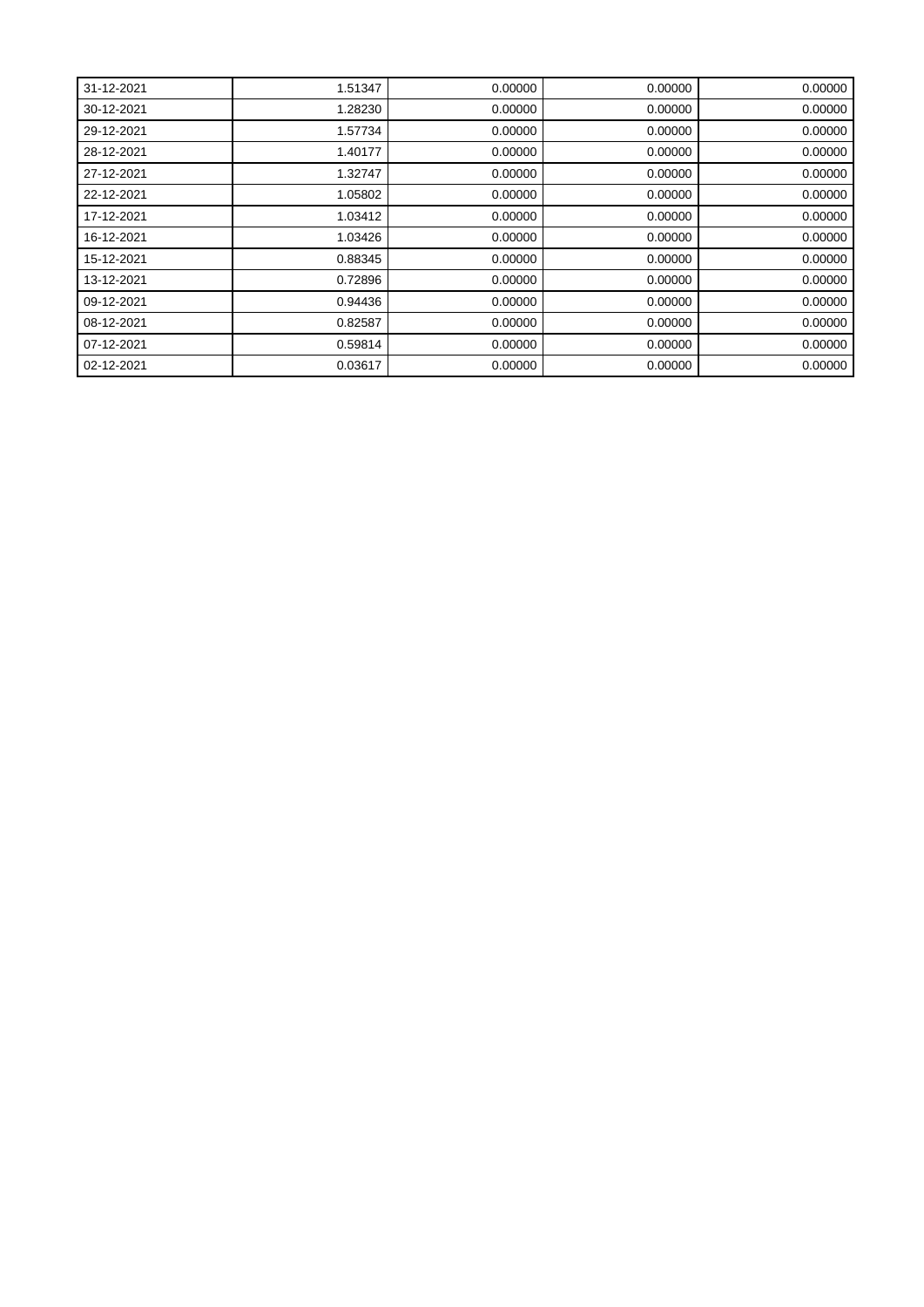| | | | | |
|---|---|---|---|---|
| 31-12-2021 | 1.51347 | 0.00000 | 0.00000 | 0.00000 |
| 30-12-2021 | 1.28230 | 0.00000 | 0.00000 | 0.00000 |
| 29-12-2021 | 1.57734 | 0.00000 | 0.00000 | 0.00000 |
| 28-12-2021 | 1.40177 | 0.00000 | 0.00000 | 0.00000 |
| 27-12-2021 | 1.32747 | 0.00000 | 0.00000 | 0.00000 |
| 22-12-2021 | 1.05802 | 0.00000 | 0.00000 | 0.00000 |
| 17-12-2021 | 1.03412 | 0.00000 | 0.00000 | 0.00000 |
| 16-12-2021 | 1.03426 | 0.00000 | 0.00000 | 0.00000 |
| 15-12-2021 | 0.88345 | 0.00000 | 0.00000 | 0.00000 |
| 13-12-2021 | 0.72896 | 0.00000 | 0.00000 | 0.00000 |
| 09-12-2021 | 0.94436 | 0.00000 | 0.00000 | 0.00000 |
| 08-12-2021 | 0.82587 | 0.00000 | 0.00000 | 0.00000 |
| 07-12-2021 | 0.59814 | 0.00000 | 0.00000 | 0.00000 |
| 02-12-2021 | 0.03617 | 0.00000 | 0.00000 | 0.00000 |